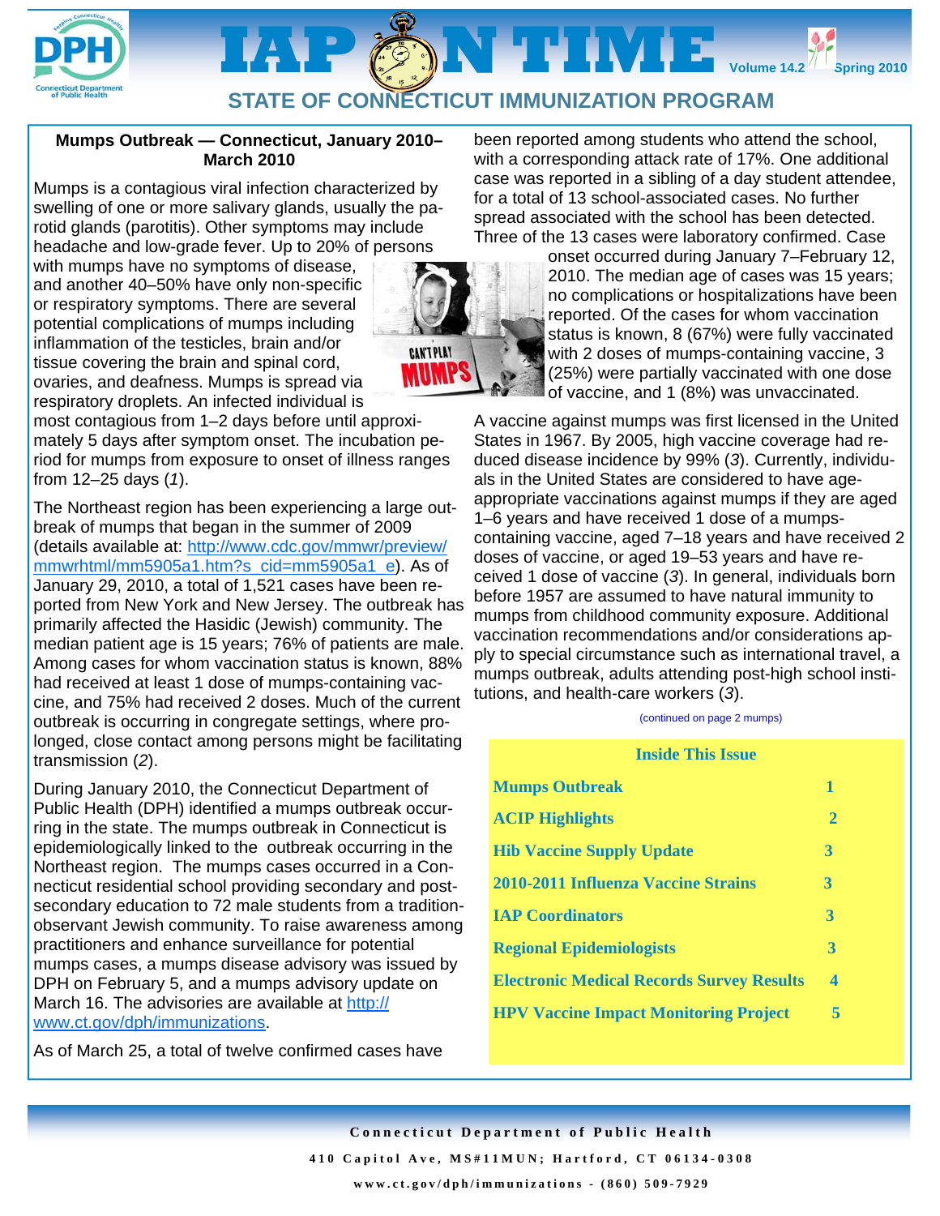# IAP ON TIME

Volume 14.2 Spring 2010

## STATE OF CONNECTICUT IMMUNIZATION PROGRAM

### Mumps Outbreak — Connecticut, January 2010–March 2010

Mumps is a contagious viral infection characterized by swelling of one or more salivary glands, usually the parotid glands (parotitis). Other symptoms may include headache and low-grade fever. Up to 20% of persons with mumps have no symptoms of disease, and another 40–50% have only non-specific or respiratory symptoms. There are several potential complications of mumps including inflammation of the testicles, brain and/or tissue covering the brain and spinal cord, ovaries, and deafness. Mumps is spread via respiratory droplets. An infected individual is most contagious from 1–2 days before until approximately 5 days after symptom onset. The incubation period for mumps from exposure to onset of illness ranges from 12–25 days (*1*).

The Northeast region has been experiencing a large outbreak of mumps that began in the summer of 2009 (details available at: http://www.cdc.gov/mmwr/preview/mmwrhtml/mm5905a1.htm?s_cid=mm5905a1_e). As of January 29, 2010, a total of 1,521 cases have been reported from New York and New Jersey. The outbreak has primarily affected the Hasidic (Jewish) community. The median patient age is 15 years; 76% of patients are male. Among cases for whom vaccination status is known, 88% had received at least 1 dose of mumps-containing vaccine, and 75% had received 2 doses. Much of the current outbreak is occurring in congregate settings, where prolonged, close contact among persons might be facilitating transmission (*2*).

During January 2010, the Connecticut Department of Public Health (DPH) identified a mumps outbreak occurring in the state. The mumps outbreak in Connecticut is epidemiologically linked to the outbreak occurring in the Northeast region. The mumps cases occurred in a Connecticut residential school providing secondary and post-secondary education to 72 male students from a tradition-observant Jewish community. To raise awareness among practitioners and enhance surveillance for potential mumps cases, a mumps disease advisory was issued by DPH on February 5, and a mumps advisory update on March 16. The advisories are available at http://www.ct.gov/dph/immunizations.

As of March 25, a total of twelve confirmed cases have been reported among students who attend the school, with a corresponding attack rate of 17%. One additional case was reported in a sibling of a day student attendee, for a total of 13 school-associated cases. No further spread associated with the school has been detected. Three of the 13 cases were laboratory confirmed. Case onset occurred during January 7–February 12, 2010. The median age of cases was 15 years; no complications or hospitalizations have been reported. Of the cases for whom vaccination status is known, 8 (67%) were fully vaccinated with 2 doses of mumps-containing vaccine, 3 (25%) were partially vaccinated with one dose of vaccine, and 1 (8%) was unvaccinated.

A vaccine against mumps was first licensed in the United States in 1967. By 2005, high vaccine coverage had reduced disease incidence by 99% (*3*). Currently, individuals in the United States are considered to have age-appropriate vaccinations against mumps if they are aged 1–6 years and have received 1 dose of a mumps-containing vaccine, aged 7–18 years and have received 2 doses of vaccine, or aged 19–53 years and have received 1 dose of vaccine (*3*). In general, individuals born before 1957 are assumed to have natural immunity to mumps from childhood community exposure. Additional vaccination recommendations and/or considerations apply to special circumstance such as international travel, a mumps outbreak, adults attending post-high school institutions, and health-care workers (*3*).

(continued on page 2 mumps)

**Inside This Issue**

| | |
|---|---|
| Mumps Outbreak | 1 |
| ACIP Highlights | 2 |
| Hib Vaccine Supply Update | 3 |
| 2010-2011 Influenza Vaccine Strains | 3 |
| IAP Coordinators | 3 |
| Regional Epidemiologists | 3 |
| Electronic Medical Records Survey Results | 4 |
| HPV Vaccine Impact Monitoring Project | 5 |

Connecticut Department of Public Health
410 Capitol Ave, MS#11MUN; Hartford, CT 06134-0308
www.ct.gov/dph/immunizations - (860) 509-7929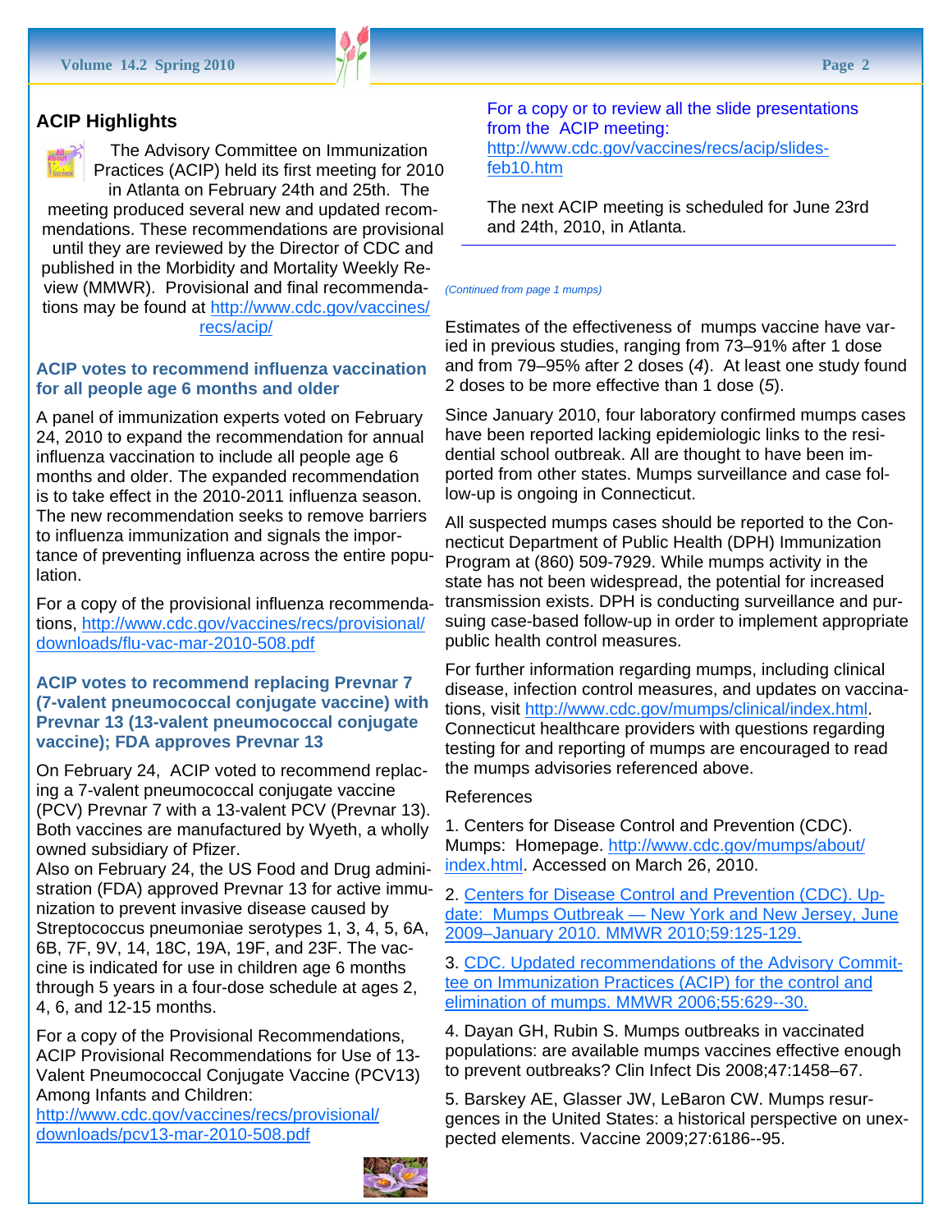## ACIP Highlights

The Advisory Committee on Immunization Practices (ACIP) held its first meeting for 2010 in Atlanta on February 24th and 25th. The meeting produced several new and updated recommendations. These recommendations are provisional until they are reviewed by the Director of CDC and published in the Morbidity and Mortality Weekly Review (MMWR). Provisional and final recommendations may be found at http://www.cdc.gov/vaccines/recs/acip/

### ACIP votes to recommend influenza vaccination for all people age 6 months and older

A panel of immunization experts voted on February 24, 2010 to expand the recommendation for annual influenza vaccination to include all people age 6 months and older. The expanded recommendation is to take effect in the 2010-2011 influenza season. The new recommendation seeks to remove barriers to influenza immunization and signals the importance of preventing influenza across the entire population.

For a copy of the provisional influenza recommendations, http://www.cdc.gov/vaccines/recs/provisional/downloads/flu-vac-mar-2010-508.pdf

### ACIP votes to recommend replacing Prevnar 7 (7-valent pneumococcal conjugate vaccine) with Prevnar 13 (13-valent pneumococcal conjugate vaccine); FDA approves Prevnar 13

On February 24, ACIP voted to recommend replacing a 7-valent pneumococcal conjugate vaccine (PCV) Prevnar 7 with a 13-valent PCV (Prevnar 13). Both vaccines are manufactured by Wyeth, a wholly owned subsidiary of Pfizer.

Also on February 24, the US Food and Drug administration (FDA) approved Prevnar 13 for active immunization to prevent invasive disease caused by Streptococcus pneumoniae serotypes 1, 3, 4, 5, 6A, 6B, 7F, 9V, 14, 18C, 19A, 19F, and 23F. The vaccine is indicated for use in children age 6 months through 5 years in a four-dose schedule at ages 2, 4, 6, and 12-15 months.

For a copy of the Provisional Recommendations, ACIP Provisional Recommendations for Use of 13-Valent Pneumococcal Conjugate Vaccine (PCV13) Among Infants and Children:
http://www.cdc.gov/vaccines/recs/provisional/downloads/pcv13-mar-2010-508.pdf

For a copy or to review all the slide presentations from the ACIP meeting:
http://www.cdc.gov/vaccines/recs/acip/slides-feb10.htm

The next ACIP meeting is scheduled for June 23rd and 24th, 2010, in Atlanta.

---

*(Continued from page 1 mumps)*

Estimates of the effectiveness of mumps vaccine have varied in previous studies, ranging from 73–91% after 1 dose and from 79–95% after 2 doses (*4*). At least one study found 2 doses to be more effective than 1 dose (*5*).

Since January 2010, four laboratory confirmed mumps cases have been reported lacking epidemiologic links to the residential school outbreak. All are thought to have been imported from other states. Mumps surveillance and case follow-up is ongoing in Connecticut.

All suspected mumps cases should be reported to the Connecticut Department of Public Health (DPH) Immunization Program at (860) 509-7929. While mumps activity in the state has not been widespread, the potential for increased transmission exists. DPH is conducting surveillance and pursuing case-based follow-up in order to implement appropriate public health control measures.

For further information regarding mumps, including clinical disease, infection control measures, and updates on vaccinations, visit http://www.cdc.gov/mumps/clinical/index.html. Connecticut healthcare providers with questions regarding testing for and reporting of mumps are encouraged to read the mumps advisories referenced above.

References

1. Centers for Disease Control and Prevention (CDC). Mumps: Homepage. http://www.cdc.gov/mumps/about/index.html. Accessed on March 26, 2010.

2. Centers for Disease Control and Prevention (CDC). Update: Mumps Outbreak — New York and New Jersey, June 2009–January 2010. MMWR 2010;59:125-129.

3. CDC. Updated recommendations of the Advisory Committee on Immunization Practices (ACIP) for the control and elimination of mumps. MMWR 2006;55:629--30.

4. Dayan GH, Rubin S. Mumps outbreaks in vaccinated populations: are available mumps vaccines effective enough to prevent outbreaks? Clin Infect Dis 2008;47:1458–67.

5. Barskey AE, Glasser JW, LeBaron CW. Mumps resurgences in the United States: a historical perspective on unexpected elements. Vaccine 2009;27:6186--95.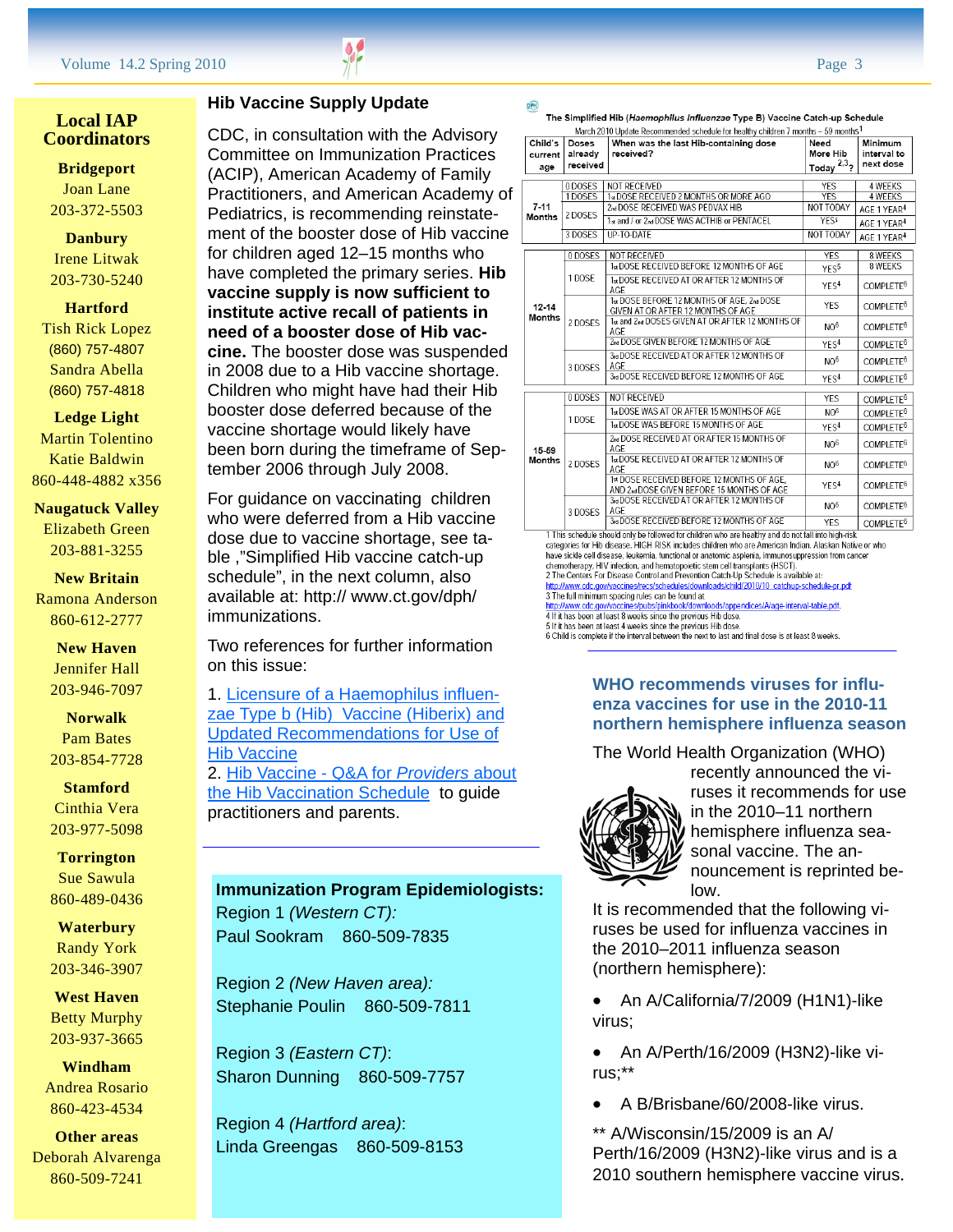## Local IAP Coordinators

**Bridgeport**
Joan Lane
203-372-5503

**Danbury**
Irene Litwak
203-730-5240

**Hartford**
Tish Rick Lopez
(860) 757-4807
Sandra Abella
(860) 757-4818

**Ledge Light**
Martin Tolentino
Katie Baldwin
860-448-4882 x356

**Naugatuck Valley**
Elizabeth Green
203-881-3255

**New Britain**
Ramona Anderson
860-612-2777

**New Haven**
Jennifer Hall
203-946-7097

**Norwalk**
Pam Bates
203-854-7728

**Stamford**
Cinthia Vera
203-977-5098

**Torrington**
Sue Sawula
860-489-0436

**Waterbury**
Randy York
203-346-3907

**West Haven**
Betty Murphy
203-937-3665

**Windham**
Andrea Rosario
860-423-4534

**Other areas**
Deborah Alvarenga
860-509-7241

## Hib Vaccine Supply Update

CDC, in consultation with the Advisory Committee on Immunization Practices (ACIP), American Academy of Family Practitioners, and American Academy of Pediatrics, is recommending reinstatement of the booster dose of Hib vaccine for children aged 12–15 months who have completed the primary series. **Hib vaccine supply is now sufficient to institute active recall of patients in need of a booster dose of Hib vaccine.** The booster dose was suspended in 2008 due to a Hib vaccine shortage. Children who might have had their Hib booster dose deferred because of the vaccine shortage would likely have been born during the timeframe of September 2006 through July 2008.

For guidance on vaccinating children who were deferred from a Hib vaccine dose due to vaccine shortage, see table ,"Simplified Hib vaccine catch-up schedule", in the next column, also available at: http:// www.ct.gov/dph/ immunizations.

Two references for further information on this issue:

1. Licensure of a Haemophilus influenzae Type b (Hib) Vaccine (Hiberix) and Updated Recommendations for Use of Hib Vaccine
2. Hib Vaccine - Q&A for *Providers* about the Hib Vaccination Schedule to guide practitioners and parents.

**The Simplified Hib (*Haemophilus Influenzae* Type B) Vaccine Catch-up Schedule**

March 2010 Update Recommended schedule for healthy children 7 months – 59 months[1]

| Child's current age | Doses already received | When was the last Hib-containing dose received? | Need More Hib Today[2,3]? | Minimum interval to next dose |
|---|---|---|---|---|
| 7-11 Months | 0 DOSES | NOT RECEIVED | YES | 4 WEEKS |
| | 1 DOSES | 1st DOSE RECEIVED 2 MONTHS OR MORE AGO | YES | 4 WEEKS |
| | 2 DOSES | 2nd DOSE RECEIVED WAS PEDVAX HIB | NOT TODAY | AGE 1 YEAR[4] |
| | | 1st and / or 2nd DOSE WAS ACTHIB or PENTACEL | YES[5] | AGE 1 YEAR[4] |
| | 3 DOSES | UP-TO-DATE | NOT TODAY | AGE 1 YEAR[4] |
| 12-14 Months | 0 DOSES | NOT RECEIVED | YES | 8 WEEKS |
| | 1 DOSE | 1st DOSE RECEIVED BEFORE 12 MONTHS OF AGE | YES[5] | 8 WEEKS |
| | | 1st DOSE RECEIVED AT OR AFTER 12 MONTHS OF AGE | YES[4] | COMPLETE[6] |
| | 2 DOSES | 1st DOSE BEFORE 12 MONTHS OF AGE, 2nd DOSE GIVEN AT OR AFTER 12 MONTHS OF AGE | YES | COMPLETE[6] |
| | | 1st and 2nd DOSES GIVEN AT OR AFTER 12 MONTHS OF AGE | NO[6] | COMPLETE[6] |
| | | 2nd DOSE GIVEN BEFORE 12 MONTHS OF AGE | YES[4] | COMPLETE[6] |
| | 3 DOSES | 3rd DOSE RECEIVED AT OR AFTER 12 MONTHS OF AGE | NO[6] | COMPLETE[6] |
| | | 3rd DOSE RECEIVED BEFORE 12 MONTHS OF AGE | YES[4] | COMPLETE[6] |
| 15-59 Months | 0 DOSES | NOT RECEIVED | YES | COMPLETE[6] |
| | 1 DOSE | 1st DOSE WAS AT OR AFTER 15 MONTHS OF AGE | NO[6] | COMPLETE[6] |
| | | 1st DOSE WAS BEFORE 15 MONTHS OF AGE | YES[4] | COMPLETE[6] |
| | 2 DOSES | 2nd DOSE RECEIVED AT OR AFTER 15 MONTHS OF AGE | NO[6] | COMPLETE[6] |
| | | 1st DOSE RECEIVED AT OR AFTER 12 MONTHS OF AGE | NO[6] | COMPLETE[6] |
| | | 1st DOSE RECEIVED BEFORE 12 MONTHS OF AGE, AND 2nd DOSE GIVEN BEFORE 15 MONTHS OF AGE | YES[4] | COMPLETE[6] |
| | 3 DOSES | 3rd DOSE RECEIVED AT OR AFTER 12 MONTHS OF AGE | NO[6] | COMPLETE[6] |
| | | 3rd DOSE RECEIVED BEFORE 12 MONTHS OF AGE | YES | COMPLETE[6] |

1 This schedule should only be followed for children who are healthy and do not fall into high-risk categories for Hib disease. HIGH RISK includes children who are American Indian, Alaskan Native or who have sickle cell disease, leukemia, functional or anatomic asplenia, immunosuppression from cancer chemotherapy, HIV infection, and hematopoietic stem cell transplants (HSCT).
2 The Centers For Disease Control and Prevention Catch-Up Schedule is available at: http://www.cdc.gov/vaccines/recs/schedules/downloads/child/2010/10_catchup-schedule-pr.pdf
3 The full minimum spacing rules can be found at http://www.cdc.gov/vaccines/pubs/pinkbook/downloads/appendices/A/age-interval-table.pdf
4 If it has been at least 8 weeks since the previous Hib dose.
5 If it has been at least 4 weeks since the previous Hib dose.
6 Child is complete if the interval between the next to last and final dose is at least 8 weeks.

**Immunization Program Epidemiologists:**

Region 1 *(Western CT):*
Paul Sookram 860-509-7835

Region 2 *(New Haven area):*
Stephanie Poulin 860-509-7811

Region 3 *(Eastern CT)*:
Sharon Dunning 860-509-7757

Region 4 *(Hartford area)*:
Linda Greengas 860-509-8153

### WHO recommends viruses for influenza vaccines for use in the 2010-11 northern hemisphere influenza season

The World Health Organization (WHO) recently announced the viruses it recommends for use in the 2010–11 northern hemisphere influenza seasonal vaccine. The announcement is reprinted below.

It is recommended that the following viruses be used for influenza vaccines in the 2010–2011 influenza season (northern hemisphere):

- An A/California/7/2009 (H1N1)-like virus;
- An A/Perth/16/2009 (H3N2)-like virus;**
- A B/Brisbane/60/2008-like virus.

** A/Wisconsin/15/2009 is an A/ Perth/16/2009 (H3N2)-like virus and is a 2010 southern hemisphere vaccine virus.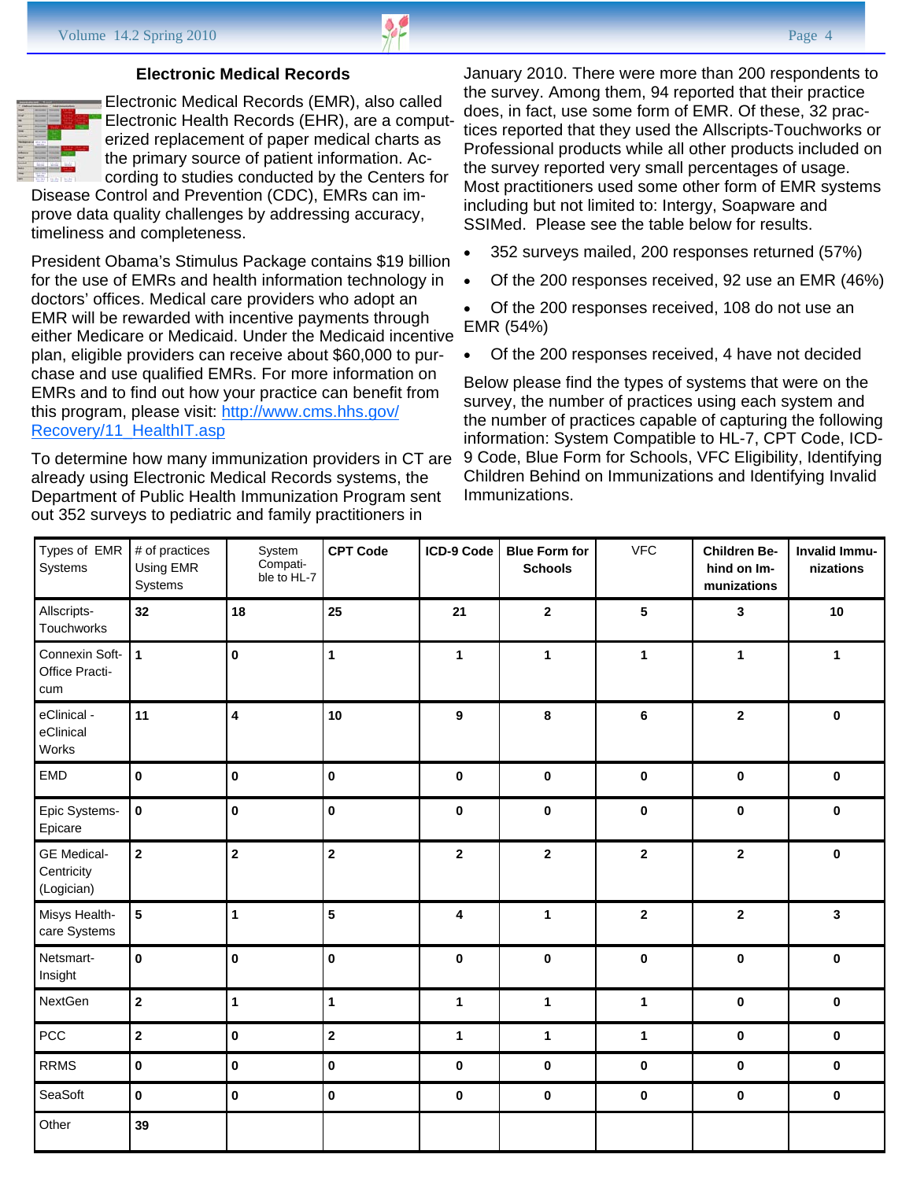### Electronic Medical Records

Electronic Medical Records (EMR), also called Electronic Health Records (EHR), are a computerized replacement of paper medical charts as the primary source of patient information. According to studies conducted by the Centers for Disease Control and Prevention (CDC), EMRs can improve data quality challenges by addressing accuracy, timeliness and completeness.

President Obama's Stimulus Package contains $19 billion for the use of EMRs and health information technology in doctors' offices. Medical care providers who adopt an EMR will be rewarded with incentive payments through either Medicare or Medicaid. Under the Medicaid incentive plan, eligible providers can receive about $60,000 to purchase and use qualified EMRs. For more information on EMRs and to find out how your practice can benefit from this program, please visit: [http://www.cms.hhs.gov/Recovery/11_HealthIT.asp](http://www.cms.hhs.gov/Recovery/11_HealthIT.asp)

To determine how many immunization providers in CT are already using Electronic Medical Records systems, the Department of Public Health Immunization Program sent out 352 surveys to pediatric and family practitioners in January 2010. There were more than 200 respondents to the survey. Among them, 94 reported that their practice does, in fact, use some form of EMR. Of these, 32 practices reported that they used the Allscripts-Touchworks or Professional products while all other products included on the survey reported very small percentages of usage. Most practitioners used some other form of EMR systems including but not limited to: Intergy, Soapware and SSIMed. Please see the table below for results.

- 352 surveys mailed, 200 responses returned (57%)
- Of the 200 responses received, 92 use an EMR (46%)
- Of the 200 responses received, 108 do not use an EMR (54%)
- Of the 200 responses received, 4 have not decided

Below please find the types of systems that were on the survey, the number of practices using each system and the number of practices capable of capturing the following information: System Compatible to HL-7, CPT Code, ICD-9 Code, Blue Form for Schools, VFC Eligibility, Identifying Children Behind on Immunizations and Identifying Invalid Immunizations.

| Types of EMR Systems | # of practices Using EMR Systems | System Compatible to HL-7 | CPT Code | ICD-9 Code | Blue Form for Schools | VFC | Children Behind on Immunizations | Invalid Immunizations |
|---|---|---|---|---|---|---|---|---|
| Allscripts-Touchworks | 32 | 18 | 25 | 21 | 2 | 5 | 3 | 10 |
| Connexin Soft-Office Practicum | 1 | 0 | 1 | 1 | 1 | 1 | 1 | 1 |
| eClinical - eClinical Works | 11 | 4 | 10 | 9 | 8 | 6 | 2 | 0 |
| EMD | 0 | 0 | 0 | 0 | 0 | 0 | 0 | 0 |
| Epic Systems-Epicare | 0 | 0 | 0 | 0 | 0 | 0 | 0 | 0 |
| GE Medical-Centricity (Logician) | 2 | 2 | 2 | 2 | 2 | 2 | 2 | 0 |
| Misys Healthcare Systems | 5 | 1 | 5 | 4 | 1 | 2 | 2 | 3 |
| Netsmart-Insight | 0 | 0 | 0 | 0 | 0 | 0 | 0 | 0 |
| NextGen | 2 | 1 | 1 | 1 | 1 | 1 | 0 | 0 |
| PCC | 2 | 0 | 2 | 1 | 1 | 1 | 0 | 0 |
| RRMS | 0 | 0 | 0 | 0 | 0 | 0 | 0 | 0 |
| SeaSoft | 0 | 0 | 0 | 0 | 0 | 0 | 0 | 0 |
| Other | 39 | | | | | | | |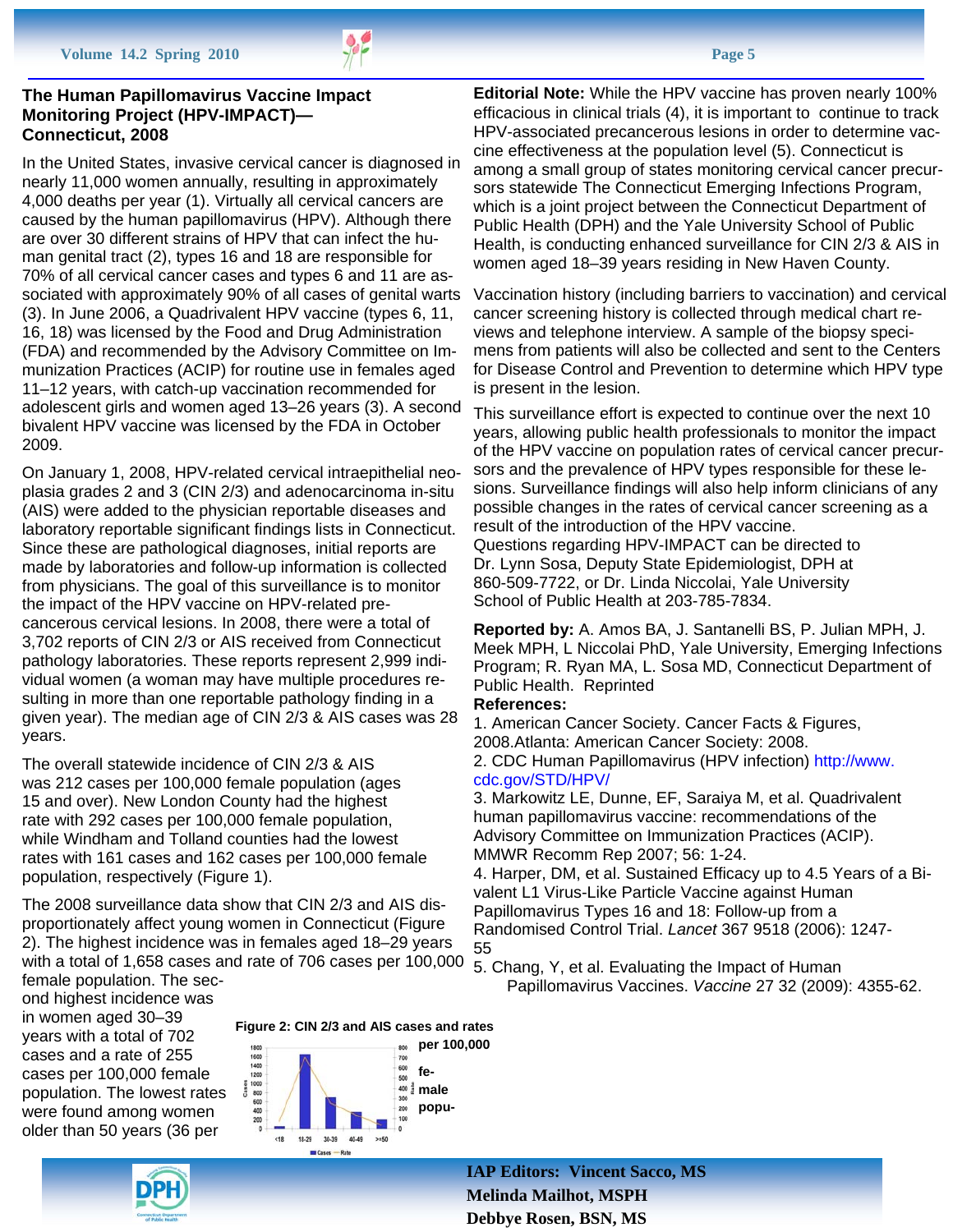## The Human Papillomavirus Vaccine Impact Monitoring Project (HPV-IMPACT)—Connecticut, 2008

In the United States, invasive cervical cancer is diagnosed in nearly 11,000 women annually, resulting in approximately 4,000 deaths per year (1). Virtually all cervical cancers are caused by the human papillomavirus (HPV). Although there are over 30 different strains of HPV that can infect the human genital tract (2), types 16 and 18 are responsible for 70% of all cervical cancer cases and types 6 and 11 are associated with approximately 90% of all cases of genital warts (3). In June 2006, a Quadrivalent HPV vaccine (types 6, 11, 16, 18) was licensed by the Food and Drug Administration (FDA) and recommended by the Advisory Committee on Immunization Practices (ACIP) for routine use in females aged 11–12 years, with catch-up vaccination recommended for adolescent girls and women aged 13–26 years (3). A second bivalent HPV vaccine was licensed by the FDA in October 2009.

On January 1, 2008, HPV-related cervical intraepithelial neoplasia grades 2 and 3 (CIN 2/3) and adenocarcinoma in-situ (AIS) were added to the physician reportable diseases and laboratory reportable significant findings lists in Connecticut. Since these are pathological diagnoses, initial reports are made by laboratories and follow-up information is collected from physicians. The goal of this surveillance is to monitor the impact of the HPV vaccine on HPV-related pre-cancerous cervical lesions. In 2008, there were a total of 3,702 reports of CIN 2/3 or AIS received from Connecticut pathology laboratories. These reports represent 2,999 individual women (a woman may have multiple procedures resulting in more than one reportable pathology finding in a given year). The median age of CIN 2/3 & AIS cases was 28 years.

The overall statewide incidence of CIN 2/3 & AIS was 212 cases per 100,000 female population (ages 15 and over). New London County had the highest rate with 292 cases per 100,000 female population, while Windham and Tolland counties had the lowest rates with 161 cases and 162 cases per 100,000 female population, respectively (Figure 1).

The 2008 surveillance data show that CIN 2/3 and AIS disproportionately affect young women in Connecticut (Figure 2). The highest incidence was in females aged 18–29 years with a total of 1,658 cases and rate of 706 cases per 100,000 female population. The second highest incidence was in women aged 30–39 years with a total of 702 cases and a rate of 255 cases per 100,000 female population. The lowest rates were found among women older than 50 years (36 per 100,000 female population).

**Figure 2: CIN 2/3 and AIS cases and rates**

Cases: 0 200 400 600 800 1000 1200 1400 1600 1800

Rate: 0 100 200 300 400 500 600 700 800

<18 18-29 30-39 40-49 >=50

Cases — Rate

**Editorial Note:** While the HPV vaccine has proven nearly 100% efficacious in clinical trials (4), it is important to continue to track HPV-associated precancerous lesions in order to determine vaccine effectiveness at the population level (5). Connecticut is among a small group of states monitoring cervical cancer precursors statewide The Connecticut Emerging Infections Program, which is a joint project between the Connecticut Department of Public Health (DPH) and the Yale University School of Public Health, is conducting enhanced surveillance for CIN 2/3 & AIS in women aged 18–39 years residing in New Haven County.

Vaccination history (including barriers to vaccination) and cervical cancer screening history is collected through medical chart reviews and telephone interview. A sample of the biopsy specimens from patients will also be collected and sent to the Centers for Disease Control and Prevention to determine which HPV type is present in the lesion.

This surveillance effort is expected to continue over the next 10 years, allowing public health professionals to monitor the impact of the HPV vaccine on population rates of cervical cancer precursors and the prevalence of HPV types responsible for these lesions. Surveillance findings will also help inform clinicians of any possible changes in the rates of cervical cancer screening as a result of the introduction of the HPV vaccine.
Questions regarding HPV-IMPACT can be directed to Dr. Lynn Sosa, Deputy State Epidemiologist, DPH at 860-509-7722, or Dr. Linda Niccolai, Yale University School of Public Health at 203-785-7834.

**Reported by:** A. Amos BA, J. Santanelli BS, P. Julian MPH, J. Meek MPH, L Niccolai PhD, Yale University, Emerging Infections Program; R. Ryan MA, L. Sosa MD, Connecticut Department of Public Health. Reprinted

**References:**

1. American Cancer Society. Cancer Facts & Figures, 2008.Atlanta: American Cancer Society: 2008.
2. CDC Human Papillomavirus (HPV infection) http://www.cdc.gov/STD/HPV/
3. Markowitz LE, Dunne, EF, Saraiya M, et al. Quadrivalent human papillomavirus vaccine: recommendations of the Advisory Committee on Immunization Practices (ACIP). MMWR Recomm Rep 2007; 56: 1-24.
4. Harper, DM, et al. Sustained Efficacy up to 4.5 Years of a Bivalent L1 Virus-Like Particle Vaccine against Human Papillomavirus Types 16 and 18: Follow-up from a Randomised Control Trial. *Lancet* 367 9518 (2006): 1247-55
5. Chang, Y, et al. Evaluating the Impact of Human Papillomavirus Vaccines. *Vaccine* 27 32 (2009): 4355-62.

**IAP Editors: Vincent Sacco, MS**
**Melinda Mailhot, MSPH**
**Debbye Rosen, BSN, MS**